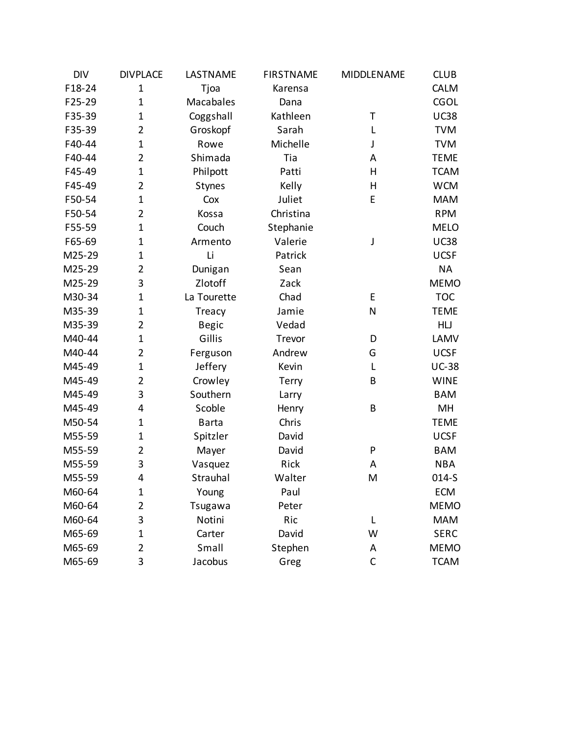| DIV | DIVPLACE | LASTNAME | FIRSTNAME | MIDDLENAME | CLUB |
|---|---|---|---|---|---|
| F18-24 | 1 | Tjoa | Karensa | | CALM |
| F25-29 | 1 | Macabales | Dana | | CGOL |
| F35-39 | 1 | Coggshall | Kathleen | T | UC38 |
| F35-39 | 2 | Groskopf | Sarah | L | TVM |
| F40-44 | 1 | Rowe | Michelle | J | TVM |
| F40-44 | 2 | Shimada | Tia | A | TEME |
| F45-49 | 1 | Philpott | Patti | H | TCAM |
| F45-49 | 2 | Stynes | Kelly | H | WCM |
| F50-54 | 1 | Cox | Juliet | E | MAM |
| F50-54 | 2 | Kossa | Christina | | RPM |
| F55-59 | 1 | Couch | Stephanie | | MELO |
| F65-69 | 1 | Armento | Valerie | J | UC38 |
| M25-29 | 1 | Li | Patrick | | UCSF |
| M25-29 | 2 | Dunigan | Sean | | NA |
| M25-29 | 3 | Zlotoff | Zack | | MEMO |
| M30-34 | 1 | La Tourette | Chad | E | TOC |
| M35-39 | 1 | Treacy | Jamie | N | TEME |
| M35-39 | 2 | Begic | Vedad | | HLJ |
| M40-44 | 1 | Gillis | Trevor | D | LAMV |
| M40-44 | 2 | Ferguson | Andrew | G | UCSF |
| M45-49 | 1 | Jeffery | Kevin | L | UC-38 |
| M45-49 | 2 | Crowley | Terry | B | WINE |
| M45-49 | 3 | Southern | Larry | | BAM |
| M45-49 | 4 | Scoble | Henry | B | MH |
| M50-54 | 1 | Barta | Chris | | TEME |
| M55-59 | 1 | Spitzler | David | | UCSF |
| M55-59 | 2 | Mayer | David | P | BAM |
| M55-59 | 3 | Vasquez | Rick | A | NBA |
| M55-59 | 4 | Strauhal | Walter | M | 014-S |
| M60-64 | 1 | Young | Paul | | ECM |
| M60-64 | 2 | Tsugawa | Peter | | MEMO |
| M60-64 | 3 | Notini | Ric | L | MAM |
| M65-69 | 1 | Carter | David | W | SERC |
| M65-69 | 2 | Small | Stephen | A | MEMO |
| M65-69 | 3 | Jacobus | Greg | C | TCAM |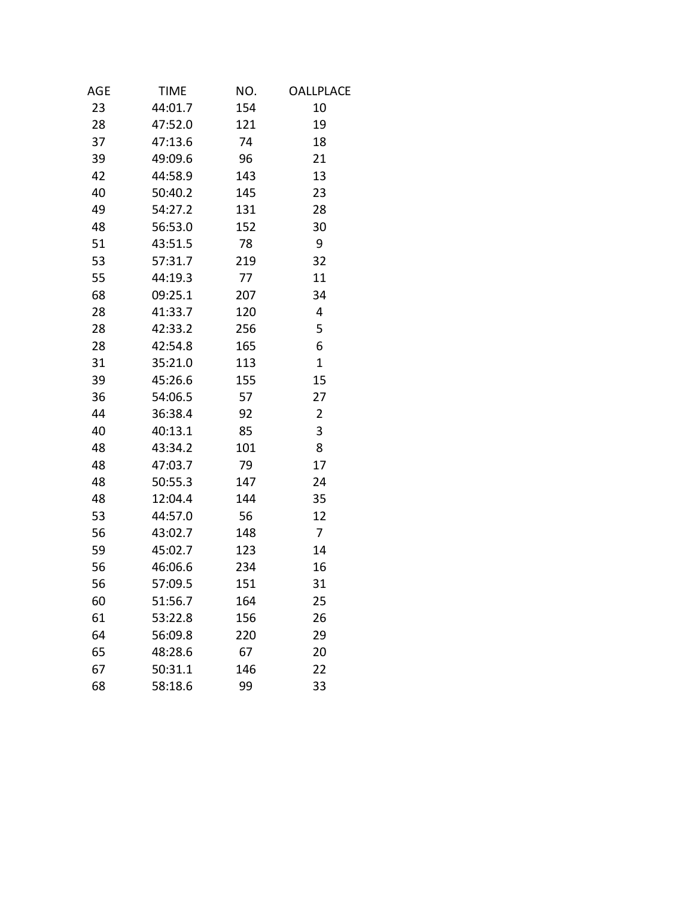| AGE | TIME | NO. | OALLPLACE |
|---|---|---|---|
| 23 | 44:01.7 | 154 | 10 |
| 28 | 47:52.0 | 121 | 19 |
| 37 | 47:13.6 | 74 | 18 |
| 39 | 49:09.6 | 96 | 21 |
| 42 | 44:58.9 | 143 | 13 |
| 40 | 50:40.2 | 145 | 23 |
| 49 | 54:27.2 | 131 | 28 |
| 48 | 56:53.0 | 152 | 30 |
| 51 | 43:51.5 | 78 | 9 |
| 53 | 57:31.7 | 219 | 32 |
| 55 | 44:19.3 | 77 | 11 |
| 68 | 09:25.1 | 207 | 34 |
| 28 | 41:33.7 | 120 | 4 |
| 28 | 42:33.2 | 256 | 5 |
| 28 | 42:54.8 | 165 | 6 |
| 31 | 35:21.0 | 113 | 1 |
| 39 | 45:26.6 | 155 | 15 |
| 36 | 54:06.5 | 57 | 27 |
| 44 | 36:38.4 | 92 | 2 |
| 40 | 40:13.1 | 85 | 3 |
| 48 | 43:34.2 | 101 | 8 |
| 48 | 47:03.7 | 79 | 17 |
| 48 | 50:55.3 | 147 | 24 |
| 48 | 12:04.4 | 144 | 35 |
| 53 | 44:57.0 | 56 | 12 |
| 56 | 43:02.7 | 148 | 7 |
| 59 | 45:02.7 | 123 | 14 |
| 56 | 46:06.6 | 234 | 16 |
| 56 | 57:09.5 | 151 | 31 |
| 60 | 51:56.7 | 164 | 25 |
| 61 | 53:22.8 | 156 | 26 |
| 64 | 56:09.8 | 220 | 29 |
| 65 | 48:28.6 | 67 | 20 |
| 67 | 50:31.1 | 146 | 22 |
| 68 | 58:18.6 | 99 | 33 |